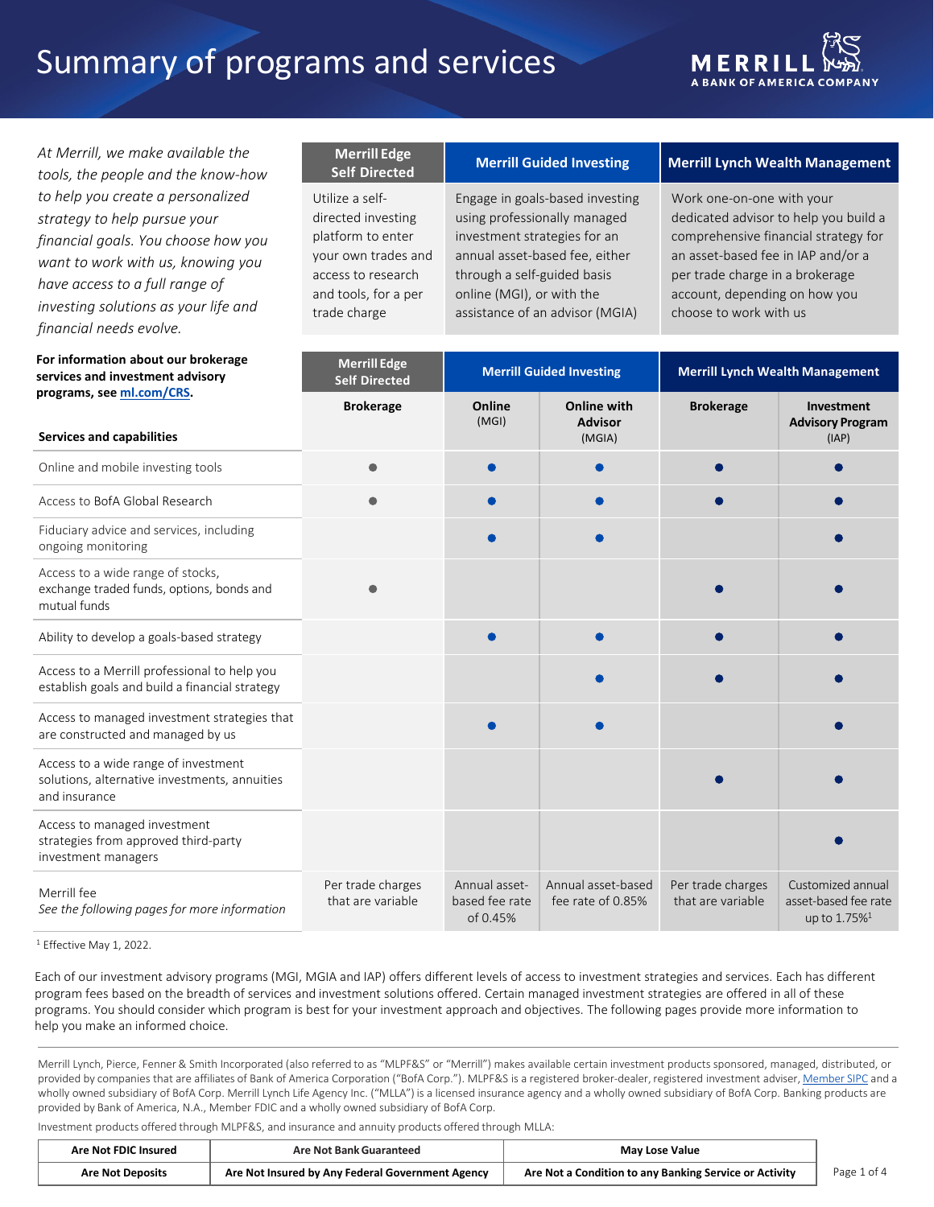# Summary of programs and services

*At Merrill, we make available the tools, the people and the know-how to help you create a personalized strategy to help pursue your financial goals. You choose how you want to work with us, knowing you have access to a full range of investing solutions as your life and financial needs evolve.*

| Merrill Edge Self Directed | Merrill Guided Investing | Merrill Lynch Wealth Management |
|---|---|---|
| Utilize a self-directed investing platform to enter your own trades and access to research and tools, for a per trade charge | Engage in goals-based investing using professionally managed investment strategies for an annual asset-based fee, either through a self-guided basis online (MGI), or with the assistance of an advisor (MGIA) | Work one-on-one with your dedicated advisor to help you build a comprehensive financial strategy for an asset-based fee in IAP and/or a per trade charge in a brokerage account, depending on how you choose to work with us |

**For information about our brokerage services and investment advisory programs, see ml.com/CRS.**

| | Merrill Edge Self Directed | Merrill Guided Investing | | Merrill Lynch Wealth Management | |
|---|---|---|---|---|---|
| **Services and capabilities** | **Brokerage** | **Online** (MGI) | **Online with Advisor** (MGIA) | **Brokerage** | **Investment Advisory Program** (IAP) |
| Online and mobile investing tools | ● | ● | ● | ● | ● |
| Access to BofA Global Research | ● | ● | ● | ● | ● |
| Fiduciary advice and services, including ongoing monitoring | | ● | ● | | ● |
| Access to a wide range of stocks, exchange traded funds, options, bonds and mutual funds | ● | | | ● | ● |
| Ability to develop a goals-based strategy | | ● | ● | ● | ● |
| Access to a Merrill professional to help you establish goals and build a financial strategy | | | ● | ● | ● |
| Access to managed investment strategies that are constructed and managed by us | | ● | ● | | ● |
| Access to a wide range of investment solutions, alternative investments, annuities and insurance | | | | ● | ● |
| Access to managed investment strategies from approved third-party investment managers | | | | | ● |
| Merrill fee *See the following pages for more information* | Per trade charges that are variable | Annual asset-based fee rate of 0.45% | Annual asset-based fee rate of 0.85% | Per trade charges that are variable | Customized annual asset-based fee rate up to 1.75%[1] |

[1] Effective May 1, 2022.

Each of our investment advisory programs (MGI, MGIA and IAP) offers different levels of access to investment strategies and services. Each has different program fees based on the breadth of services and investment solutions offered. Certain managed investment strategies are offered in all of these programs. You should consider which program is best for your investment approach and objectives. The following pages provide more information to help you make an informed choice.

Merrill Lynch, Pierce, Fenner & Smith Incorporated (also referred to as "MLPF&S" or "Merrill") makes available certain investment products sponsored, managed, distributed, or provided by companies that are affiliates of Bank of America Corporation ("BofA Corp."). MLPF&S is a registered broker-dealer, registered investment adviser, Member SIPC and a wholly owned subsidiary of BofA Corp. Merrill Lynch Life Agency Inc. ("MLLA") is a licensed insurance agency and a wholly owned subsidiary of BofA Corp. Banking products are provided by Bank of America, N.A., Member FDIC and a wholly owned subsidiary of BofA Corp.

Investment products offered through MLPF&S, and insurance and annuity products offered through MLLA:

| Are Not FDIC Insured | Are Not Bank Guaranteed | May Lose Value |
|---|---|---|
| **Are Not Deposits** | **Are Not Insured by Any Federal Government Agency** | **Are Not a Condition to any Banking Service or Activity** |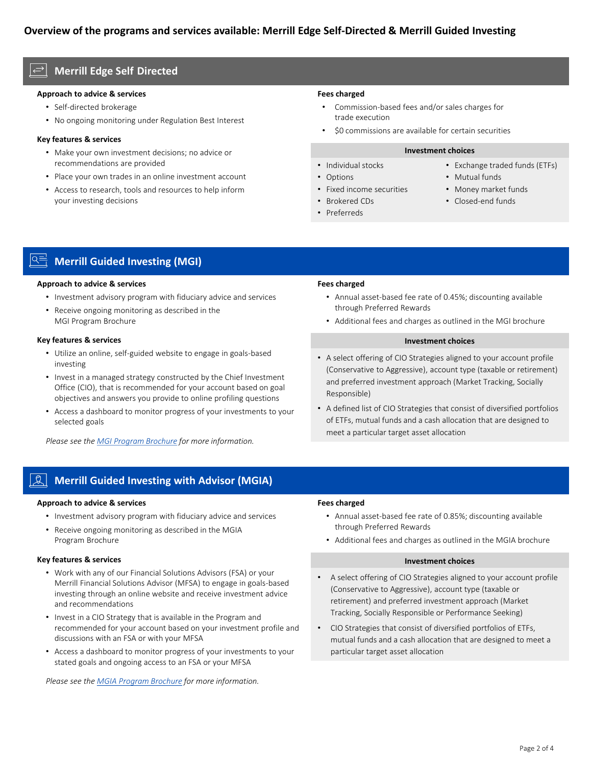# Overview of the programs and services available: Merrill Edge Self-Directed & Merrill Guided Investing

## Merrill Edge Self Directed

**Approach to advice & services**

- Self-directed brokerage
- No ongoing monitoring under Regulation Best Interest

**Key features & services**

- Make your own investment decisions; no advice or recommendations are provided
- Place your own trades in an online investment account
- Access to research, tools and resources to help inform your investing decisions

**Fees charged**

- Commission-based fees and/or sales charges for trade execution
- $0 commissions are available for certain securities

**Investment choices**

- Individual stocks
- Options
- Fixed income securities
- Brokered CDs
- Preferreds
- Exchange traded funds (ETFs)
- Mutual funds
- Money market funds
- Closed-end funds

## Merrill Guided Investing (MGI)

**Approach to advice & services**

- Investment advisory program with fiduciary advice and services
- Receive ongoing monitoring as described in the MGI Program Brochure

**Key features & services**

- Utilize an online, self-guided website to engage in goals-based investing
- Invest in a managed strategy constructed by the Chief Investment Office (CIO), that is recommended for your account based on goal objectives and answers you provide to online profiling questions
- Access a dashboard to monitor progress of your investments to your selected goals

*Please see the MGI Program Brochure for more information.*

**Fees charged**

- Annual asset-based fee rate of 0.45%; discounting available through Preferred Rewards
- Additional fees and charges as outlined in the MGI brochure

**Investment choices**

- A select offering of CIO Strategies aligned to your account profile (Conservative to Aggressive), account type (taxable or retirement) and preferred investment approach (Market Tracking, Socially Responsible)
- A defined list of CIO Strategies that consist of diversified portfolios of ETFs, mutual funds and a cash allocation that are designed to meet a particular target asset allocation

## Merrill Guided Investing with Advisor (MGIA)

**Approach to advice & services**

- Investment advisory program with fiduciary advice and services
- Receive ongoing monitoring as described in the MGIA Program Brochure

**Key features & services**

- Work with any of our Financial Solutions Advisors (FSA) or your Merrill Financial Solutions Advisor (MFSA) to engage in goals-based investing through an online website and receive investment advice and recommendations
- Invest in a CIO Strategy that is available in the Program and recommended for your account based on your investment profile and discussions with an FSA or with your MFSA
- Access a dashboard to monitor progress of your investments to your stated goals and ongoing access to an FSA or your MFSA

*Please see the MGIA Program Brochure for more information.*

**Fees charged**

- Annual asset-based fee rate of 0.85%; discounting available through Preferred Rewards
- Additional fees and charges as outlined in the MGIA brochure

**Investment choices**

- A select offering of CIO Strategies aligned to your account profile (Conservative to Aggressive), account type (taxable or retirement) and preferred investment approach (Market Tracking, Socially Responsible or Performance Seeking)
- CIO Strategies that consist of diversified portfolios of ETFs, mutual funds and a cash allocation that are designed to meet a particular target asset allocation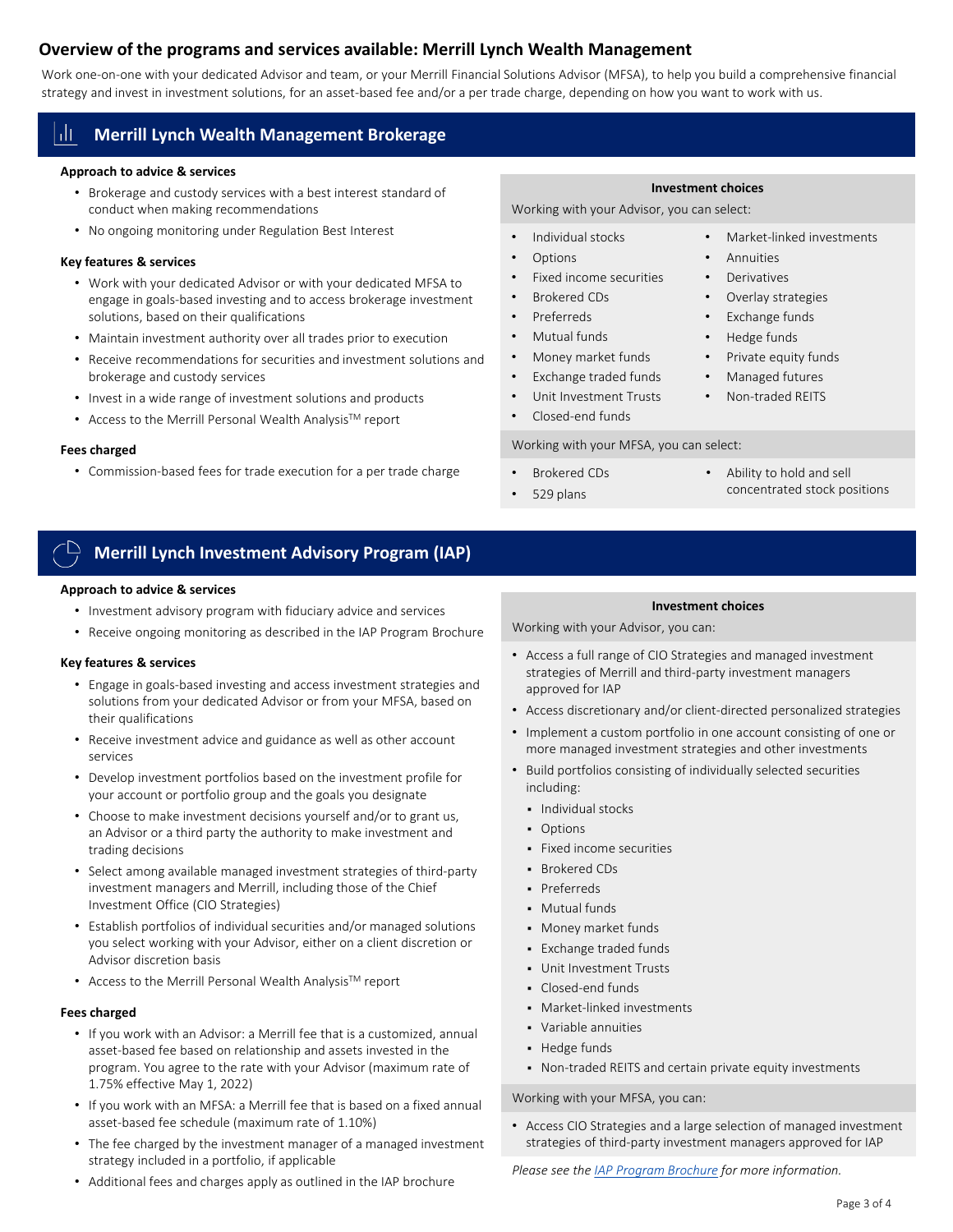## Overview of the programs and services available: Merrill Lynch Wealth Management

Work one-on-one with your dedicated Advisor and team, or your Merrill Financial Solutions Advisor (MFSA), to help you build a comprehensive financial strategy and invest in investment solutions, for an asset-based fee and/or a per trade charge, depending on how you want to work with us.

### Merrill Lynch Wealth Management Brokerage

**Approach to advice & services**

- Brokerage and custody services with a best interest standard of conduct when making recommendations
- No ongoing monitoring under Regulation Best Interest

**Key features & services**

- Work with your dedicated Advisor or with your dedicated MFSA to engage in goals-based investing and to access brokerage investment solutions, based on their qualifications
- Maintain investment authority over all trades prior to execution
- Receive recommendations for securities and investment solutions and brokerage and custody services
- Invest in a wide range of investment solutions and products
- Access to the Merrill Personal Wealth Analysis™ report

**Fees charged**

- Commission-based fees for trade execution for a per trade charge

**Investment choices**

Working with your Advisor, you can select:

- Individual stocks
- Options
- Fixed income securities
- Brokered CDs
- Preferreds
- Mutual funds
- Money market funds
- Exchange traded funds
- Unit Investment Trusts
- Closed-end funds
- Market-linked investments
- Annuities
- Derivatives
- Overlay strategies
- Exchange funds
- Hedge funds
- Private equity funds
- Managed futures
- Non-traded REITS

Working with your MFSA, you can select:

- Brokered CDs
- 529 plans
- Ability to hold and sell concentrated stock positions

### Merrill Lynch Investment Advisory Program (IAP)

**Approach to advice & services**

- Investment advisory program with fiduciary advice and services
- Receive ongoing monitoring as described in the IAP Program Brochure

**Key features & services**

- Engage in goals-based investing and access investment strategies and solutions from your dedicated Advisor or from your MFSA, based on their qualifications
- Receive investment advice and guidance as well as other account services
- Develop investment portfolios based on the investment profile for your account or portfolio group and the goals you designate
- Choose to make investment decisions yourself and/or to grant us, an Advisor or a third party the authority to make investment and trading decisions
- Select among available managed investment strategies of third-party investment managers and Merrill, including those of the Chief Investment Office (CIO Strategies)
- Establish portfolios of individual securities and/or managed solutions you select working with your Advisor, either on a client discretion or Advisor discretion basis
- Access to the Merrill Personal Wealth Analysis™ report

**Fees charged**

- If you work with an Advisor: a Merrill fee that is a customized, annual asset-based fee based on relationship and assets invested in the program. You agree to the rate with your Advisor (maximum rate of 1.75% effective May 1, 2022)
- If you work with an MFSA: a Merrill fee that is based on a fixed annual asset-based fee schedule (maximum rate of 1.10%)
- The fee charged by the investment manager of a managed investment strategy included in a portfolio, if applicable
- Additional fees and charges apply as outlined in the IAP brochure

**Investment choices**

Working with your Advisor, you can:

- Access a full range of CIO Strategies and managed investment strategies of Merrill and third-party investment managers approved for IAP
- Access discretionary and/or client-directed personalized strategies
- Implement a custom portfolio in one account consisting of one or more managed investment strategies and other investments
- Build portfolios consisting of individually selected securities including:
  - Individual stocks
  - Options
  - Fixed income securities
  - Brokered CDs
  - Preferreds
  - Mutual funds
  - Money market funds
  - Exchange traded funds
  - Unit Investment Trusts
  - Closed-end funds
  - Market-linked investments
  - Variable annuities
  - Hedge funds
  - Non-traded REITS and certain private equity investments

Working with your MFSA, you can:

- Access CIO Strategies and a large selection of managed investment strategies of third-party investment managers approved for IAP

*Please see the IAP Program Brochure for more information.*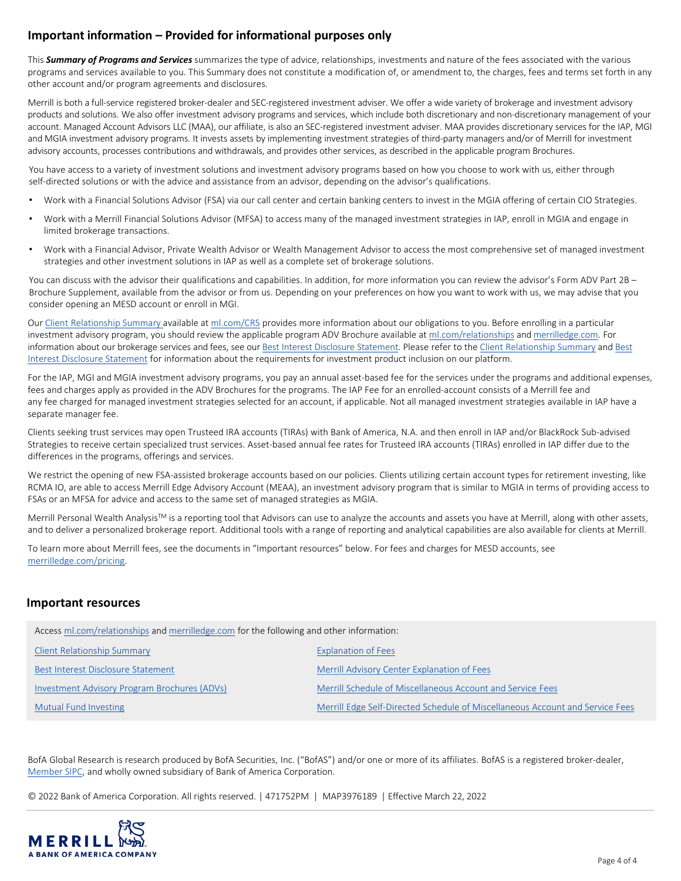## Important information – Provided for informational purposes only

This ***Summary of Programs and Services*** summarizes the type of advice, relationships, investments and nature of the fees associated with the various programs and services available to you. This Summary does not constitute a modification of, or amendment to, the charges, fees and terms set forth in any other account and/or program agreements and disclosures.

Merrill is both a full-service registered broker-dealer and SEC-registered investment adviser. We offer a wide variety of brokerage and investment advisory products and solutions. We also offer investment advisory programs and services, which include both discretionary and non-discretionary management of your account. Managed Account Advisors LLC (MAA), our affiliate, is also an SEC-registered investment adviser. MAA provides discretionary services for the IAP, MGI and MGIA investment advisory programs. It invests assets by implementing investment strategies of third-party managers and/or of Merrill for investment advisory accounts, processes contributions and withdrawals, and provides other services, as described in the applicable program Brochures.

You have access to a variety of investment solutions and investment advisory programs based on how you choose to work with us, either through self-directed solutions or with the advice and assistance from an advisor, depending on the advisor's qualifications.

- Work with a Financial Solutions Advisor (FSA) via our call center and certain banking centers to invest in the MGIA offering of certain CIO Strategies.
- Work with a Merrill Financial Solutions Advisor (MFSA) to access many of the managed investment strategies in IAP, enroll in MGIA and engage in limited brokerage transactions.
- Work with a Financial Advisor, Private Wealth Advisor or Wealth Management Advisor to access the most comprehensive set of managed investment strategies and other investment solutions in IAP as well as a complete set of brokerage solutions.

You can discuss with the advisor their qualifications and capabilities. In addition, for more information you can review the advisor's Form ADV Part 2B – Brochure Supplement, available from the advisor or from us. Depending on your preferences on how you want to work with us, we may advise that you consider opening an MESD account or enroll in MGI.

Our Client Relationship Summary available at ml.com/CRS provides more information about our obligations to you. Before enrolling in a particular investment advisory program, you should review the applicable program ADV Brochure available at ml.com/relationships and merrilledge.com. For information about our brokerage services and fees, see our Best Interest Disclosure Statement. Please refer to the Client Relationship Summary and Best Interest Disclosure Statement for information about the requirements for investment product inclusion on our platform.

For the IAP, MGI and MGIA investment advisory programs, you pay an annual asset-based fee for the services under the programs and additional expenses, fees and charges apply as provided in the ADV Brochures for the programs. The IAP Fee for an enrolled-account consists of a Merrill fee and any fee charged for managed investment strategies selected for an account, if applicable. Not all managed investment strategies available in IAP have a separate manager fee.

Clients seeking trust services may open Trusteed IRA accounts (TIRAs) with Bank of America, N.A. and then enroll in IAP and/or BlackRock Sub-advised Strategies to receive certain specialized trust services. Asset-based annual fee rates for Trusteed IRA accounts (TIRAs) enrolled in IAP differ due to the differences in the programs, offerings and services.

We restrict the opening of new FSA-assisted brokerage accounts based on our policies. Clients utilizing certain account types for retirement investing, like RCMA IO, are able to access Merrill Edge Advisory Account (MEAA), an investment advisory program that is similar to MGIA in terms of providing access to FSAs or an MFSA for advice and access to the same set of managed strategies as MGIA.

Merrill Personal Wealth Analysis™ is a reporting tool that Advisors can use to analyze the accounts and assets you have at Merrill, along with other assets, and to deliver a personalized brokerage report. Additional tools with a range of reporting and analytical capabilities are also available for clients at Merrill.

To learn more about Merrill fees, see the documents in "Important resources" below. For fees and charges for MESD accounts, see merrilledge.com/pricing.

## Important resources

Access ml.com/relationships and merrilledge.com for the following and other information:

- Client Relationship Summary
- Best Interest Disclosure Statement
- Investment Advisory Program Brochures (ADVs)
- Mutual Fund Investing
- Explanation of Fees
- Merrill Advisory Center Explanation of Fees
- Merrill Schedule of Miscellaneous Account and Service Fees
- Merrill Edge Self-Directed Schedule of Miscellaneous Account and Service Fees

BofA Global Research is research produced by BofA Securities, Inc. ("BofAS") and/or one or more of its affiliates. BofAS is a registered broker-dealer, Member SIPC, and wholly owned subsidiary of Bank of America Corporation.

© 2022 Bank of America Corporation. All rights reserved. | 471752PM | MAP3976189 | Effective March 22, 2022

MERRILL
A BANK OF AMERICA COMPANY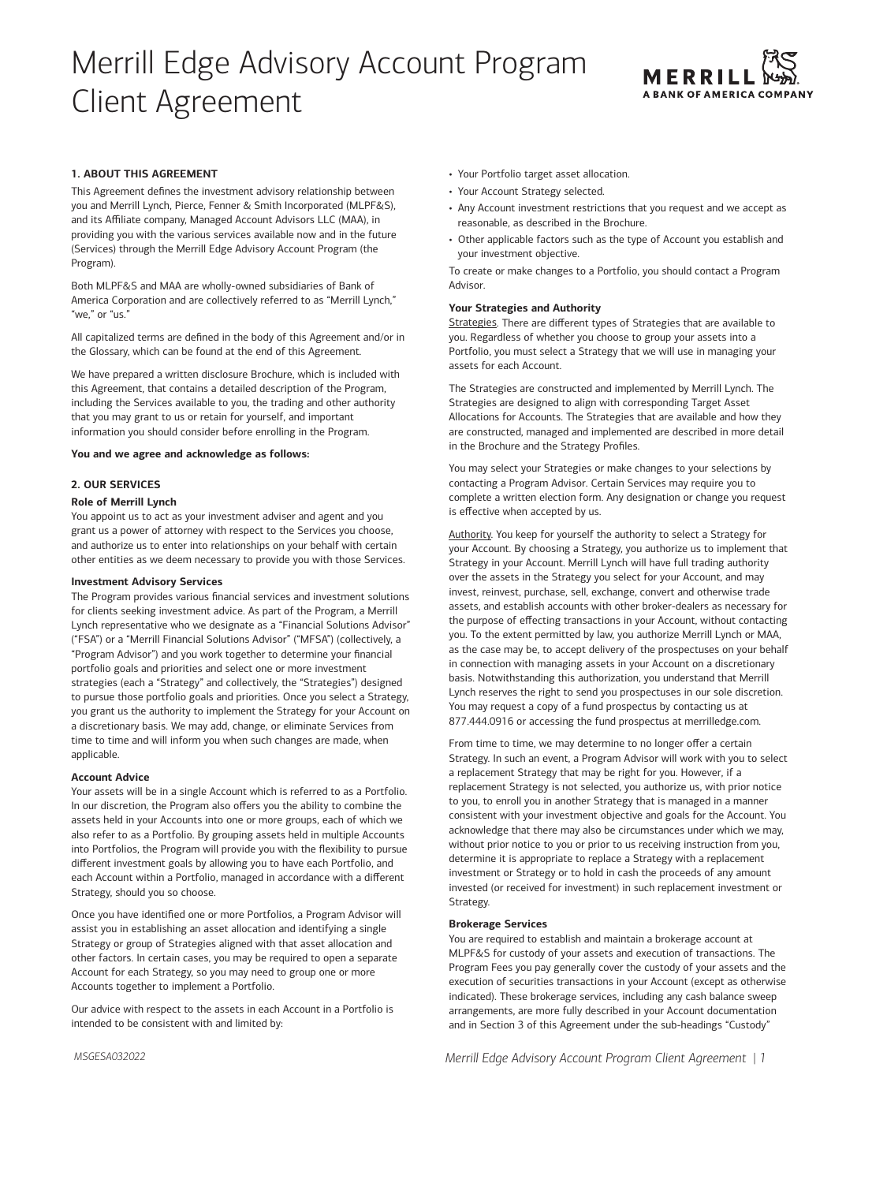# Merrill Edge Advisory Account Program Client Agreement

### 1. ABOUT THIS AGREEMENT

This Agreement defines the investment advisory relationship between you and Merrill Lynch, Pierce, Fenner & Smith Incorporated (MLPF&S), and its Affiliate company, Managed Account Advisors LLC (MAA), in providing you with the various services available now and in the future (Services) through the Merrill Edge Advisory Account Program (the Program).

Both MLPF&S and MAA are wholly-owned subsidiaries of Bank of America Corporation and are collectively referred to as "Merrill Lynch," "we," or "us."

All capitalized terms are defined in the body of this Agreement and/or in the Glossary, which can be found at the end of this Agreement.

We have prepared a written disclosure Brochure, which is included with this Agreement, that contains a detailed description of the Program, including the Services available to you, the trading and other authority that you may grant to us or retain for yourself, and important information you should consider before enrolling in the Program.

**You and we agree and acknowledge as follows:**

### 2. OUR SERVICES

**Role of Merrill Lynch**

You appoint us to act as your investment adviser and agent and you grant us a power of attorney with respect to the Services you choose, and authorize us to enter into relationships on your behalf with certain other entities as we deem necessary to provide you with those Services.

**Investment Advisory Services**

The Program provides various financial services and investment solutions for clients seeking investment advice. As part of the Program, a Merrill Lynch representative who we designate as a "Financial Solutions Advisor" ("FSA") or a "Merrill Financial Solutions Advisor" ("MFSA") (collectively, a "Program Advisor") and you work together to determine your financial portfolio goals and priorities and select one or more investment strategies (each a "Strategy" and collectively, the "Strategies") designed to pursue those portfolio goals and priorities. Once you select a Strategy, you grant us the authority to implement the Strategy for your Account on a discretionary basis. We may add, change, or eliminate Services from time to time and will inform you when such changes are made, when applicable.

**Account Advice**

Your assets will be in a single Account which is referred to as a Portfolio. In our discretion, the Program also offers you the ability to combine the assets held in your Accounts into one or more groups, each of which we also refer to as a Portfolio. By grouping assets held in multiple Accounts into Portfolios, the Program will provide you with the flexibility to pursue different investment goals by allowing you to have each Portfolio, and each Account within a Portfolio, managed in accordance with a different Strategy, should you so choose.

Once you have identified one or more Portfolios, a Program Advisor will assist you in establishing an asset allocation and identifying a single Strategy or group of Strategies aligned with that asset allocation and other factors. In certain cases, you may be required to open a separate Account for each Strategy, so you may need to group one or more Accounts together to implement a Portfolio.

Our advice with respect to the assets in each Account in a Portfolio is intended to be consistent with and limited by:

- Your Portfolio target asset allocation.
- Your Account Strategy selected.
- Any Account investment restrictions that you request and we accept as reasonable, as described in the Brochure.
- Other applicable factors such as the type of Account you establish and your investment objective.

To create or make changes to a Portfolio, you should contact a Program Advisor.

**Your Strategies and Authority**

Strategies. There are different types of Strategies that are available to you. Regardless of whether you choose to group your assets into a Portfolio, you must select a Strategy that we will use in managing your assets for each Account.

The Strategies are constructed and implemented by Merrill Lynch. The Strategies are designed to align with corresponding Target Asset Allocations for Accounts. The Strategies that are available and how they are constructed, managed and implemented are described in more detail in the Brochure and the Strategy Profiles.

You may select your Strategies or make changes to your selections by contacting a Program Advisor. Certain Services may require you to complete a written election form. Any designation or change you request is effective when accepted by us.

Authority. You keep for yourself the authority to select a Strategy for your Account. By choosing a Strategy, you authorize us to implement that Strategy in your Account. Merrill Lynch will have full trading authority over the assets in the Strategy you select for your Account, and may invest, reinvest, purchase, sell, exchange, convert and otherwise trade assets, and establish accounts with other broker-dealers as necessary for the purpose of effecting transactions in your Account, without contacting you. To the extent permitted by law, you authorize Merrill Lynch or MAA, as the case may be, to accept delivery of the prospectuses on your behalf in connection with managing assets in your Account on a discretionary basis. Notwithstanding this authorization, you understand that Merrill Lynch reserves the right to send you prospectuses in our sole discretion. You may request a copy of a fund prospectus by contacting us at 877.444.0916 or accessing the fund prospectus at merrilledge.com.

From time to time, we may determine to no longer offer a certain Strategy. In such an event, a Program Advisor will work with you to select a replacement Strategy that may be right for you. However, if a replacement Strategy is not selected, you authorize us, with prior notice to you, to enroll you in another Strategy that is managed in a manner consistent with your investment objective and goals for the Account. You acknowledge that there may also be circumstances under which we may, without prior notice to you or prior to us receiving instruction from you, determine it is appropriate to replace a Strategy with a replacement investment or Strategy or to hold in cash the proceeds of any amount invested (or received for investment) in such replacement investment or Strategy.

**Brokerage Services**

You are required to establish and maintain a brokerage account at MLPF&S for custody of your assets and execution of transactions. The Program Fees you pay generally cover the custody of your assets and the execution of securities transactions in your Account (except as otherwise indicated). These brokerage services, including any cash balance sweep arrangements, are more fully described in your Account documentation and in Section 3 of this Agreement under the sub-headings "Custody"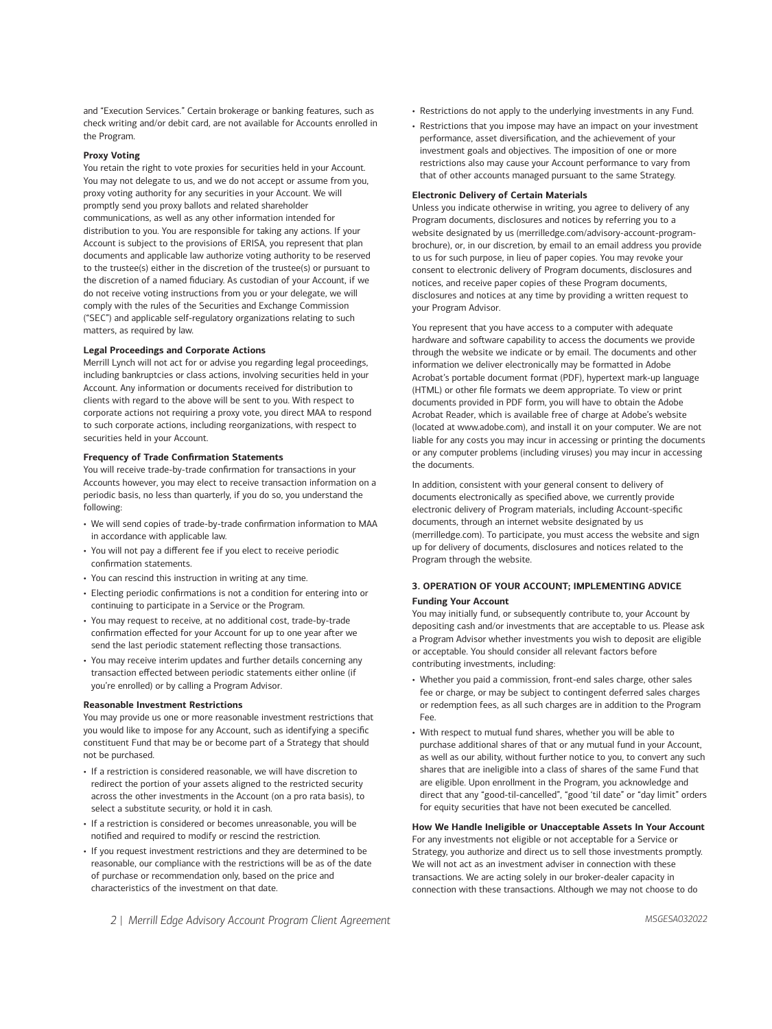and "Execution Services." Certain brokerage or banking features, such as check writing and/or debit card, are not available for Accounts enrolled in the Program.

**Proxy Voting**

You retain the right to vote proxies for securities held in your Account. You may not delegate to us, and we do not accept or assume from you, proxy voting authority for any securities in your Account. We will promptly send you proxy ballots and related shareholder communications, as well as any other information intended for distribution to you. You are responsible for taking any actions. If your Account is subject to the provisions of ERISA, you represent that plan documents and applicable law authorize voting authority to be reserved to the trustee(s) either in the discretion of the trustee(s) or pursuant to the discretion of a named fiduciary. As custodian of your Account, if we do not receive voting instructions from you or your delegate, we will comply with the rules of the Securities and Exchange Commission ("SEC") and applicable self-regulatory organizations relating to such matters, as required by law.

**Legal Proceedings and Corporate Actions**

Merrill Lynch will not act for or advise you regarding legal proceedings, including bankruptcies or class actions, involving securities held in your Account. Any information or documents received for distribution to clients with regard to the above will be sent to you. With respect to corporate actions not requiring a proxy vote, you direct MAA to respond to such corporate actions, including reorganizations, with respect to securities held in your Account.

**Frequency of Trade Confirmation Statements**

You will receive trade-by-trade confirmation for transactions in your Accounts however, you may elect to receive transaction information on a periodic basis, no less than quarterly, if you do so, you understand the following:

- We will send copies of trade-by-trade confirmation information to MAA in accordance with applicable law.
- You will not pay a different fee if you elect to receive periodic confirmation statements.
- You can rescind this instruction in writing at any time.
- Electing periodic confirmations is not a condition for entering into or continuing to participate in a Service or the Program.
- You may request to receive, at no additional cost, trade-by-trade confirmation effected for your Account for up to one year after we send the last periodic statement reflecting those transactions.
- You may receive interim updates and further details concerning any transaction effected between periodic statements either online (if you're enrolled) or by calling a Program Advisor.

**Reasonable Investment Restrictions**

You may provide us one or more reasonable investment restrictions that you would like to impose for any Account, such as identifying a specific constituent Fund that may be or become part of a Strategy that should not be purchased.

- If a restriction is considered reasonable, we will have discretion to redirect the portion of your assets aligned to the restricted security across the other investments in the Account (on a pro rata basis), to select a substitute security, or hold it in cash.
- If a restriction is considered or becomes unreasonable, you will be notified and required to modify or rescind the restriction.
- If you request investment restrictions and they are determined to be reasonable, our compliance with the restrictions will be as of the date of purchase or recommendation only, based on the price and characteristics of the investment on that date.
- Restrictions do not apply to the underlying investments in any Fund.
- Restrictions that you impose may have an impact on your investment performance, asset diversification, and the achievement of your investment goals and objectives. The imposition of one or more restrictions also may cause your Account performance to vary from that of other accounts managed pursuant to the same Strategy.

**Electronic Delivery of Certain Materials**

Unless you indicate otherwise in writing, you agree to delivery of any Program documents, disclosures and notices by referring you to a website designated by us (merrilledge.com/advisory-account-program-brochure), or, in our discretion, by email to an email address you provide to us for such purpose, in lieu of paper copies. You may revoke your consent to electronic delivery of Program documents, disclosures and notices, and receive paper copies of these Program documents, disclosures and notices at any time by providing a written request to your Program Advisor.

You represent that you have access to a computer with adequate hardware and software capability to access the documents we provide through the website we indicate or by email. The documents and other information we deliver electronically may be formatted in Adobe Acrobat's portable document format (PDF), hypertext mark-up language (HTML) or other file formats we deem appropriate. To view or print documents provided in PDF form, you will have to obtain the Adobe Acrobat Reader, which is available free of charge at Adobe's website (located at www.adobe.com), and install it on your computer. We are not liable for any costs you may incur in accessing or printing the documents or any computer problems (including viruses) you may incur in accessing the documents.

In addition, consistent with your general consent to delivery of documents electronically as specified above, we currently provide electronic delivery of Program materials, including Account-specific documents, through an internet website designated by us (merrilledge.com). To participate, you must access the website and sign up for delivery of documents, disclosures and notices related to the Program through the website.

## 3. OPERATION OF YOUR ACCOUNT; IMPLEMENTING ADVICE

**Funding Your Account**

You may initially fund, or subsequently contribute to, your Account by depositing cash and/or investments that are acceptable to us. Please ask a Program Advisor whether investments you wish to deposit are eligible or acceptable. You should consider all relevant factors before contributing investments, including:

- Whether you paid a commission, front-end sales charge, other sales fee or charge, or may be subject to contingent deferred sales charges or redemption fees, as all such charges are in addition to the Program Fee.
- With respect to mutual fund shares, whether you will be able to purchase additional shares of that or any mutual fund in your Account, as well as our ability, without further notice to you, to convert any such shares that are ineligible into a class of shares of the same Fund that are eligible. Upon enrollment in the Program, you acknowledge and direct that any "good-til-cancelled", "good 'til date" or "day limit" orders for equity securities that have not been executed be cancelled.

**How We Handle Ineligible or Unacceptable Assets In Your Account**

For any investments not eligible or not acceptable for a Service or Strategy, you authorize and direct us to sell those investments promptly. We will not act as an investment adviser in connection with these transactions. We are acting solely in our broker-dealer capacity in connection with these transactions. Although we may not choose to do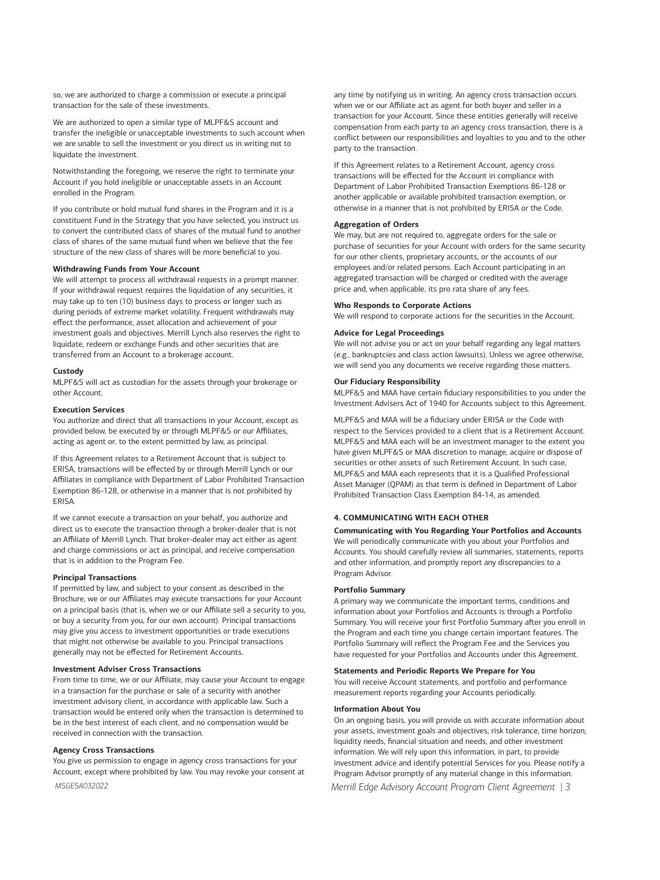so, we are authorized to charge a commission or execute a principal transaction for the sale of these investments.

We are authorized to open a similar type of MLPF&S account and transfer the ineligible or unacceptable investments to such account when we are unable to sell the investment or you direct us in writing not to liquidate the investment.

Notwithstanding the foregoing, we reserve the right to terminate your Account if you hold ineligible or unacceptable assets in an Account enrolled in the Program.

If you contribute or hold mutual fund shares in the Program and it is a constituent Fund in the Strategy that you have selected, you instruct us to convert the contributed class of shares of the mutual fund to another class of shares of the same mutual fund when we believe that the fee structure of the new class of shares will be more beneficial to you.

**Withdrawing Funds from Your Account**

We will attempt to process all withdrawal requests in a prompt manner. If your withdrawal request requires the liquidation of any securities, it may take up to ten (10) business days to process or longer such as during periods of extreme market volatility. Frequent withdrawals may effect the performance, asset allocation and achievement of your investment goals and objectives. Merrill Lynch also reserves the right to liquidate, redeem or exchange Funds and other securities that are transferred from an Account to a brokerage account.

**Custody**

MLPF&S will act as custodian for the assets through your brokerage or other Account.

**Execution Services**

You authorize and direct that all transactions in your Account, except as provided below, be executed by or through MLPF&S or our Affiliates, acting as agent or, to the extent permitted by law, as principal.

If this Agreement relates to a Retirement Account that is subject to ERISA, transactions will be effected by or through Merrill Lynch or our Affiliates in compliance with Department of Labor Prohibited Transaction Exemption 86-128, or otherwise in a manner that is not prohibited by ERISA.

If we cannot execute a transaction on your behalf, you authorize and direct us to execute the transaction through a broker-dealer that is not an Affiliate of Merrill Lynch. That broker-dealer may act either as agent and charge commissions or act as principal, and receive compensation that is in addition to the Program Fee.

**Principal Transactions**

If permitted by law, and subject to your consent as described in the Brochure, we or our Affiliates may execute transactions for your Account on a principal basis (that is, when we or our Affiliate sell a security to you, or buy a security from you, for our own account). Principal transactions may give you access to investment opportunities or trade executions that might not otherwise be available to you. Principal transactions generally may not be effected for Retirement Accounts.

**Investment Adviser Cross Transactions**

From time to time, we or our Affiliate, may cause your Account to engage in a transaction for the purchase or sale of a security with another investment advisory client, in accordance with applicable law. Such a transaction would be entered only when the transaction is determined to be in the best interest of each client, and no compensation would be received in connection with the transaction.

**Agency Cross Transactions**

You give us permission to engage in agency cross transactions for your Account, except where prohibited by law. You may revoke your consent at any time by notifying us in writing. An agency cross transaction occurs when we or our Affiliate act as agent for both buyer and seller in a transaction for your Account. Since these entities generally will receive compensation from each party to an agency cross transaction, there is a conflict between our responsibilities and loyalties to you and to the other party to the transaction.

If this Agreement relates to a Retirement Account, agency cross transactions will be effected for the Account in compliance with Department of Labor Prohibited Transaction Exemptions 86-128 or another applicable or available prohibited transaction exemption, or otherwise in a manner that is not prohibited by ERISA or the Code.

**Aggregation of Orders**

We may, but are not required to, aggregate orders for the sale or purchase of securities for your Account with orders for the same security for our other clients, proprietary accounts, or the accounts of our employees and/or related persons. Each Account participating in an aggregated transaction will be charged or credited with the average price and, when applicable, its pro rata share of any fees.

**Who Responds to Corporate Actions**

We will respond to corporate actions for the securities in the Account.

**Advice for Legal Proceedings**

We will not advise you or act on your behalf regarding any legal matters (e.g., bankruptcies and class action lawsuits). Unless we agree otherwise, we will send you any documents we receive regarding those matters.

**Our Fiduciary Responsibility**

MLPF&S and MAA have certain fiduciary responsibilities to you under the Investment Advisers Act of 1940 for Accounts subject to this Agreement.

MLPF&S and MAA will be a fiduciary under ERISA or the Code with respect to the Services provided to a client that is a Retirement Account. MLPF&S and MAA each will be an investment manager to the extent you have given MLPF&S or MAA discretion to manage, acquire or dispose of securities or other assets of such Retirement Account. In such case, MLPF&S and MAA each represents that it is a Qualified Professional Asset Manager (QPAM) as that term is defined in Department of Labor Prohibited Transaction Class Exemption 84-14, as amended.

## 4. COMMUNICATING WITH EACH OTHER

**Communicating with You Regarding Your Portfolios and Accounts**

We will periodically communicate with you about your Portfolios and Accounts. You should carefully review all summaries, statements, reports and other information, and promptly report any discrepancies to a Program Advisor.

**Portfolio Summary**

A primary way we communicate the important terms, conditions and information about your Portfolios and Accounts is through a Portfolio Summary. You will receive your first Portfolio Summary after you enroll in the Program and each time you change certain important features. The Portfolio Summary will reflect the Program Fee and the Services you have requested for your Portfolios and Accounts under this Agreement.

**Statements and Periodic Reports We Prepare for You**

You will receive Account statements, and portfolio and performance measurement reports regarding your Accounts periodically.

**Information About You**

On an ongoing basis, you will provide us with accurate information about your assets, investment goals and objectives, risk tolerance, time horizon, liquidity needs, financial situation and needs, and other investment information. We will rely upon this information, in part, to provide investment advice and identify potential Services for you. Please notify a Program Advisor promptly of any material change in this information.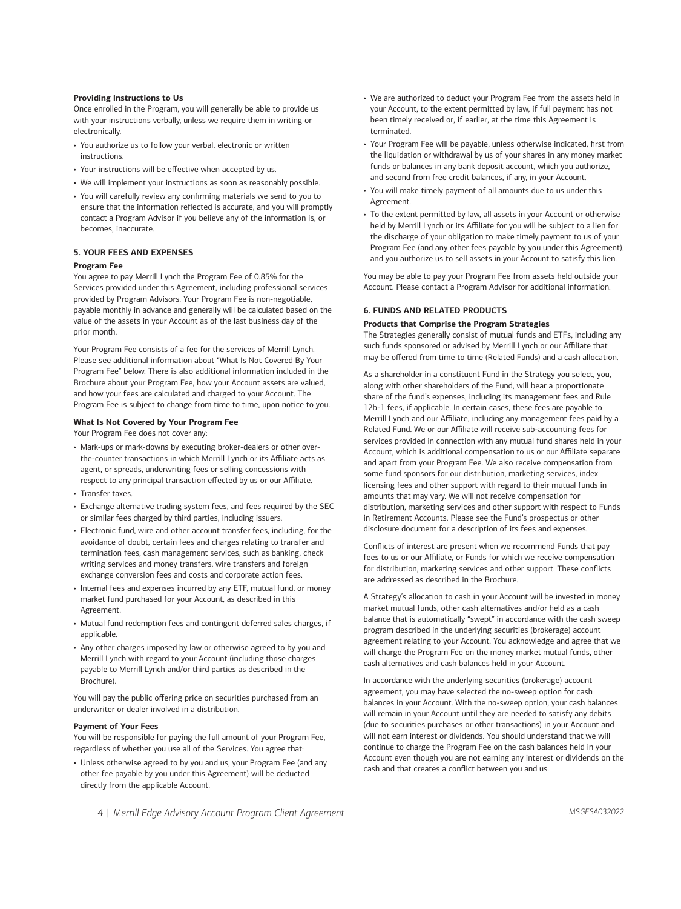**Providing Instructions to Us**

Once enrolled in the Program, you will generally be able to provide us with your instructions verbally, unless we require them in writing or electronically.

- You authorize us to follow your verbal, electronic or written instructions.
- Your instructions will be effective when accepted by us.
- We will implement your instructions as soon as reasonably possible.
- You will carefully review any confirming materials we send to you to ensure that the information reflected is accurate, and you will promptly contact a Program Advisor if you believe any of the information is, or becomes, inaccurate.

## 5. YOUR FEES AND EXPENSES

**Program Fee**

You agree to pay Merrill Lynch the Program Fee of 0.85% for the Services provided under this Agreement, including professional services provided by Program Advisors. Your Program Fee is non-negotiable, payable monthly in advance and generally will be calculated based on the value of the assets in your Account as of the last business day of the prior month.

Your Program Fee consists of a fee for the services of Merrill Lynch. Please see additional information about "What Is Not Covered By Your Program Fee" below. There is also additional information included in the Brochure about your Program Fee, how your Account assets are valued, and how your fees are calculated and charged to your Account. The Program Fee is subject to change from time to time, upon notice to you.

**What Is Not Covered by Your Program Fee**

Your Program Fee does not cover any:

- Mark-ups or mark-downs by executing broker-dealers or other over-the-counter transactions in which Merrill Lynch or its Affiliate acts as agent, or spreads, underwriting fees or selling concessions with respect to any principal transaction effected by us or our Affiliate.
- Transfer taxes.
- Exchange alternative trading system fees, and fees required by the SEC or similar fees charged by third parties, including issuers.
- Electronic fund, wire and other account transfer fees, including, for the avoidance of doubt, certain fees and charges relating to transfer and termination fees, cash management services, such as banking, check writing services and money transfers, wire transfers and foreign exchange conversion fees and costs and corporate action fees.
- Internal fees and expenses incurred by any ETF, mutual fund, or money market fund purchased for your Account, as described in this Agreement.
- Mutual fund redemption fees and contingent deferred sales charges, if applicable.
- Any other charges imposed by law or otherwise agreed to by you and Merrill Lynch with regard to your Account (including those charges payable to Merrill Lynch and/or third parties as described in the Brochure).

You will pay the public offering price on securities purchased from an underwriter or dealer involved in a distribution.

**Payment of Your Fees**

You will be responsible for paying the full amount of your Program Fee, regardless of whether you use all of the Services. You agree that:

- Unless otherwise agreed to by you and us, your Program Fee (and any other fee payable by you under this Agreement) will be deducted directly from the applicable Account.
- We are authorized to deduct your Program Fee from the assets held in your Account, to the extent permitted by law, if full payment has not been timely received or, if earlier, at the time this Agreement is terminated.
- Your Program Fee will be payable, unless otherwise indicated, first from the liquidation or withdrawal by us of your shares in any money market funds or balances in any bank deposit account, which you authorize, and second from free credit balances, if any, in your Account.
- You will make timely payment of all amounts due to us under this Agreement.
- To the extent permitted by law, all assets in your Account or otherwise held by Merrill Lynch or its Affiliate for you will be subject to a lien for the discharge of your obligation to make timely payment to us of your Program Fee (and any other fees payable by you under this Agreement), and you authorize us to sell assets in your Account to satisfy this lien.

You may be able to pay your Program Fee from assets held outside your Account. Please contact a Program Advisor for additional information.

## 6. FUNDS AND RELATED PRODUCTS

**Products that Comprise the Program Strategies**

The Strategies generally consist of mutual funds and ETFs, including any such funds sponsored or advised by Merrill Lynch or our Affiliate that may be offered from time to time (Related Funds) and a cash allocation.

As a shareholder in a constituent Fund in the Strategy you select, you, along with other shareholders of the Fund, will bear a proportionate share of the fund's expenses, including its management fees and Rule 12b-1 fees, if applicable. In certain cases, these fees are payable to Merrill Lynch and our Affiliate, including any management fees paid by a Related Fund. We or our Affiliate will receive sub-accounting fees for services provided in connection with any mutual fund shares held in your Account, which is additional compensation to us or our Affiliate separate and apart from your Program Fee. We also receive compensation from some fund sponsors for our distribution, marketing services, index licensing fees and other support with regard to their mutual funds in amounts that may vary. We will not receive compensation for distribution, marketing services and other support with respect to Funds in Retirement Accounts. Please see the Fund's prospectus or other disclosure document for a description of its fees and expenses.

Conflicts of interest are present when we recommend Funds that pay fees to us or our Affiliate, or Funds for which we receive compensation for distribution, marketing services and other support. These conflicts are addressed as described in the Brochure.

A Strategy's allocation to cash in your Account will be invested in money market mutual funds, other cash alternatives and/or held as a cash balance that is automatically "swept" in accordance with the cash sweep program described in the underlying securities (brokerage) account agreement relating to your Account. You acknowledge and agree that we will charge the Program Fee on the money market mutual funds, other cash alternatives and cash balances held in your Account.

In accordance with the underlying securities (brokerage) account agreement, you may have selected the no-sweep option for cash balances in your Account. With the no-sweep option, your cash balances will remain in your Account until they are needed to satisfy any debits (due to securities purchases or other transactions) in your Account and will not earn interest or dividends. You should understand that we will continue to charge the Program Fee on the cash balances held in your Account even though you are not earning any interest or dividends on the cash and that creates a conflict between you and us.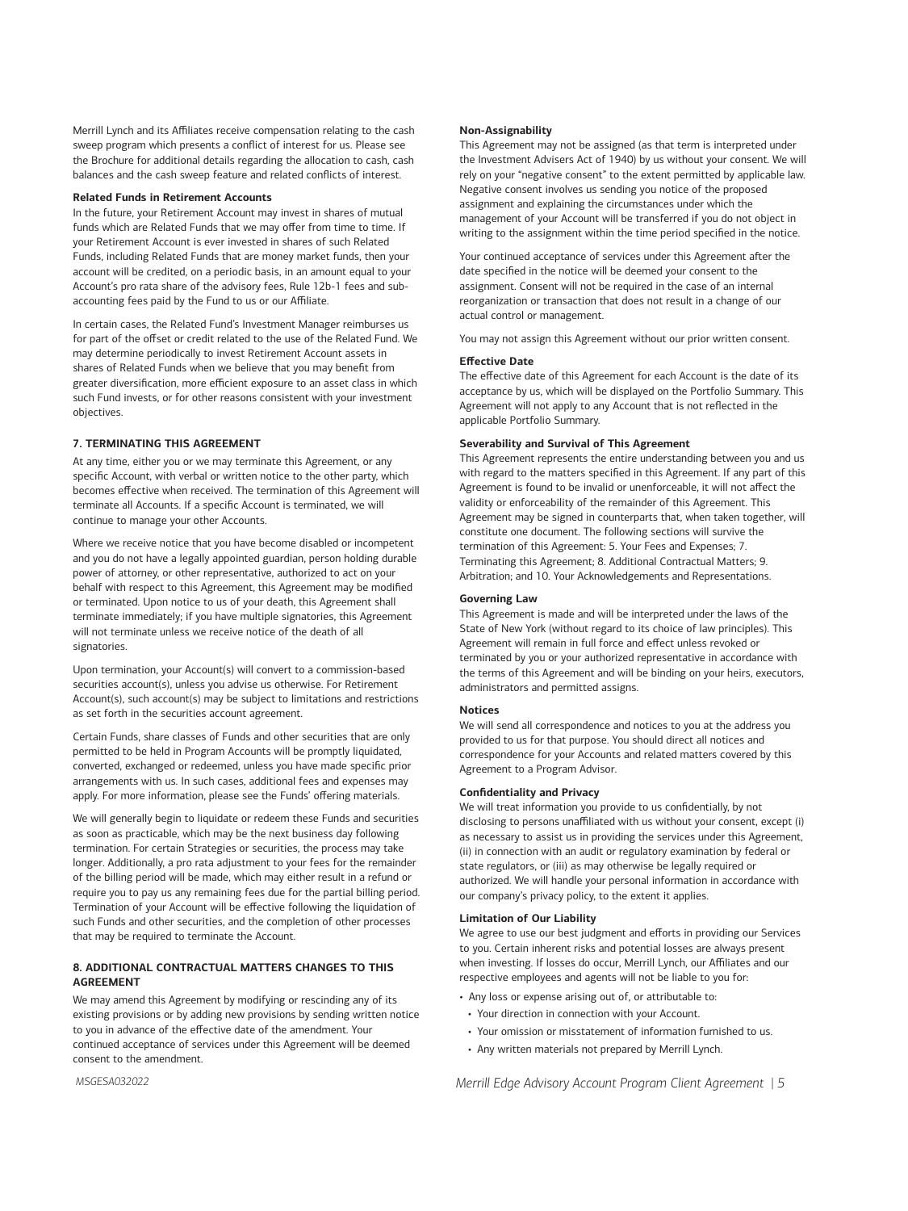Merrill Lynch and its Affiliates receive compensation relating to the cash sweep program which presents a conflict of interest for us. Please see the Brochure for additional details regarding the allocation to cash, cash balances and the cash sweep feature and related conflicts of interest.

**Related Funds in Retirement Accounts**

In the future, your Retirement Account may invest in shares of mutual funds which are Related Funds that we may offer from time to time. If your Retirement Account is ever invested in shares of such Related Funds, including Related Funds that are money market funds, then your account will be credited, on a periodic basis, in an amount equal to your Account's pro rata share of the advisory fees, Rule 12b-1 fees and sub-accounting fees paid by the Fund to us or our Affiliate.

In certain cases, the Related Fund's Investment Manager reimburses us for part of the offset or credit related to the use of the Related Fund. We may determine periodically to invest Retirement Account assets in shares of Related Funds when we believe that you may benefit from greater diversification, more efficient exposure to an asset class in which such Fund invests, or for other reasons consistent with your investment objectives.

## 7. TERMINATING THIS AGREEMENT

At any time, either you or we may terminate this Agreement, or any specific Account, with verbal or written notice to the other party, which becomes effective when received. The termination of this Agreement will terminate all Accounts. If a specific Account is terminated, we will continue to manage your other Accounts.

Where we receive notice that you have become disabled or incompetent and you do not have a legally appointed guardian, person holding durable power of attorney, or other representative, authorized to act on your behalf with respect to this Agreement, this Agreement may be modified or terminated. Upon notice to us of your death, this Agreement shall terminate immediately; if you have multiple signatories, this Agreement will not terminate unless we receive notice of the death of all signatories.

Upon termination, your Account(s) will convert to a commission-based securities account(s), unless you advise us otherwise. For Retirement Account(s), such account(s) may be subject to limitations and restrictions as set forth in the securities account agreement.

Certain Funds, share classes of Funds and other securities that are only permitted to be held in Program Accounts will be promptly liquidated, converted, exchanged or redeemed, unless you have made specific prior arrangements with us. In such cases, additional fees and expenses may apply. For more information, please see the Funds' offering materials.

We will generally begin to liquidate or redeem these Funds and securities as soon as practicable, which may be the next business day following termination. For certain Strategies or securities, the process may take longer. Additionally, a pro rata adjustment to your fees for the remainder of the billing period will be made, which may either result in a refund or require you to pay us any remaining fees due for the partial billing period. Termination of your Account will be effective following the liquidation of such Funds and other securities, and the completion of other processes that may be required to terminate the Account.

## 8. ADDITIONAL CONTRACTUAL MATTERS CHANGES TO THIS AGREEMENT

We may amend this Agreement by modifying or rescinding any of its existing provisions or by adding new provisions by sending written notice to you in advance of the effective date of the amendment. Your continued acceptance of services under this Agreement will be deemed consent to the amendment.

**Non-Assignability**

This Agreement may not be assigned (as that term is interpreted under the Investment Advisers Act of 1940) by us without your consent. We will rely on your "negative consent" to the extent permitted by applicable law. Negative consent involves us sending you notice of the proposed assignment and explaining the circumstances under which the management of your Account will be transferred if you do not object in writing to the assignment within the time period specified in the notice.

Your continued acceptance of services under this Agreement after the date specified in the notice will be deemed your consent to the assignment. Consent will not be required in the case of an internal reorganization or transaction that does not result in a change of our actual control or management.

You may not assign this Agreement without our prior written consent.

**Effective Date**

The effective date of this Agreement for each Account is the date of its acceptance by us, which will be displayed on the Portfolio Summary. This Agreement will not apply to any Account that is not reflected in the applicable Portfolio Summary.

**Severability and Survival of This Agreement**

This Agreement represents the entire understanding between you and us with regard to the matters specified in this Agreement. If any part of this Agreement is found to be invalid or unenforceable, it will not affect the validity or enforceability of the remainder of this Agreement. This Agreement may be signed in counterparts that, when taken together, will constitute one document. The following sections will survive the termination of this Agreement: 5. Your Fees and Expenses; 7. Terminating this Agreement; 8. Additional Contractual Matters; 9. Arbitration; and 10. Your Acknowledgements and Representations.

**Governing Law**

This Agreement is made and will be interpreted under the laws of the State of New York (without regard to its choice of law principles). This Agreement will remain in full force and effect unless revoked or terminated by you or your authorized representative in accordance with the terms of this Agreement and will be binding on your heirs, executors, administrators and permitted assigns.

**Notices**

We will send all correspondence and notices to you at the address you provided to us for that purpose. You should direct all notices and correspondence for your Accounts and related matters covered by this Agreement to a Program Advisor.

**Confidentiality and Privacy**

We will treat information you provide to us confidentially, by not disclosing to persons unaffiliated with us without your consent, except (i) as necessary to assist us in providing the services under this Agreement, (ii) in connection with an audit or regulatory examination by federal or state regulators, or (iii) as may otherwise be legally required or authorized. We will handle your personal information in accordance with our company's privacy policy, to the extent it applies.

**Limitation of Our Liability**

We agree to use our best judgment and efforts in providing our Services to you. Certain inherent risks and potential losses are always present when investing. If losses do occur, Merrill Lynch, our Affiliates and our respective employees and agents will not be liable to you for:

- Any loss or expense arising out of, or attributable to:
  - Your direction in connection with your Account.
  - Your omission or misstatement of information furnished to us.
  - Any written materials not prepared by Merrill Lynch.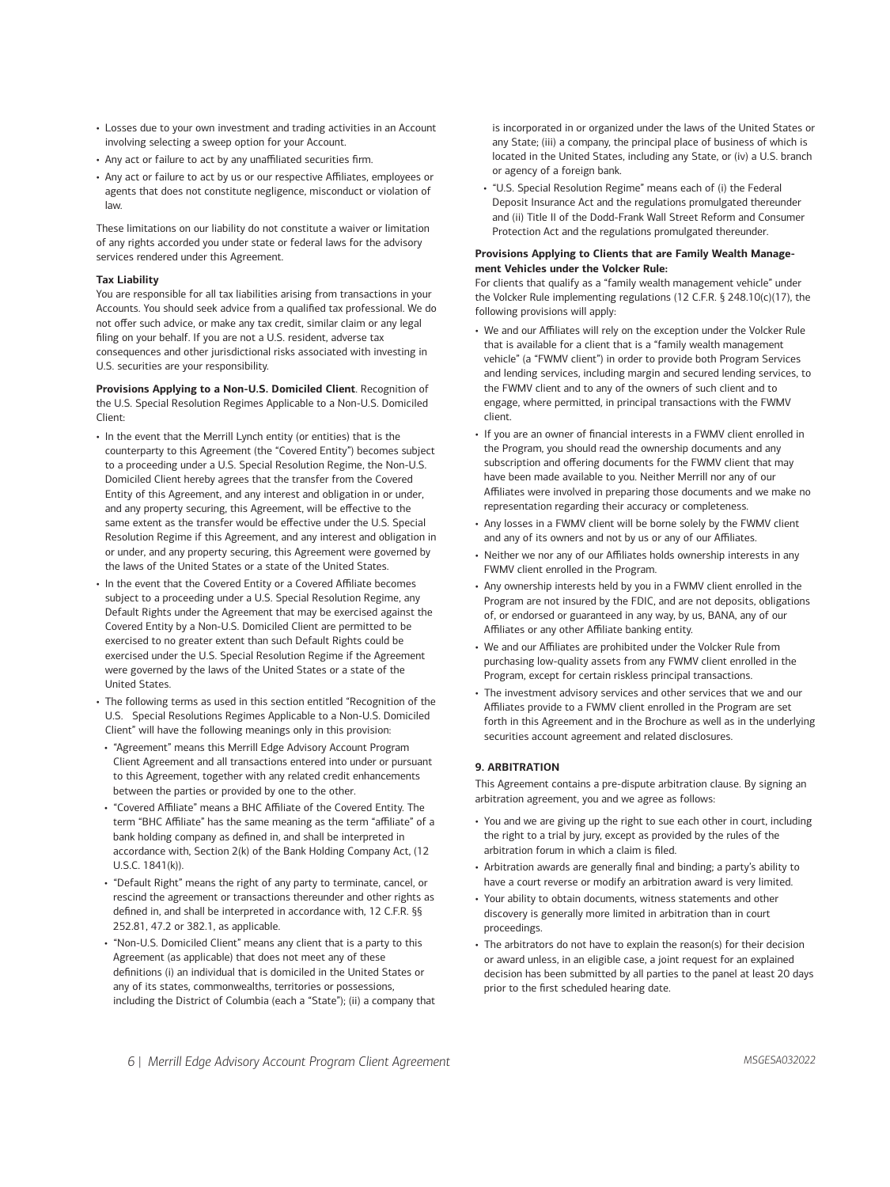- Losses due to your own investment and trading activities in an Account involving selecting a sweep option for your Account.
- Any act or failure to act by any unaffiliated securities firm.
- Any act or failure to act by us or our respective Affiliates, employees or agents that does not constitute negligence, misconduct or violation of law.

These limitations on our liability do not constitute a waiver or limitation of any rights accorded you under state or federal laws for the advisory services rendered under this Agreement.

**Tax Liability**

You are responsible for all tax liabilities arising from transactions in your Accounts. You should seek advice from a qualified tax professional. We do not offer such advice, or make any tax credit, similar claim or any legal filing on your behalf. If you are not a U.S. resident, adverse tax consequences and other jurisdictional risks associated with investing in U.S. securities are your responsibility.

**Provisions Applying to a Non-U.S. Domiciled Client**. Recognition of the U.S. Special Resolution Regimes Applicable to a Non-U.S. Domiciled Client:

- In the event that the Merrill Lynch entity (or entities) that is the counterparty to this Agreement (the "Covered Entity") becomes subject to a proceeding under a U.S. Special Resolution Regime, the Non-U.S. Domiciled Client hereby agrees that the transfer from the Covered Entity of this Agreement, and any interest and obligation in or under, and any property securing, this Agreement, will be effective to the same extent as the transfer would be effective under the U.S. Special Resolution Regime if this Agreement, and any interest and obligation in or under, and any property securing, this Agreement were governed by the laws of the United States or a state of the United States.
- In the event that the Covered Entity or a Covered Affiliate becomes subject to a proceeding under a U.S. Special Resolution Regime, any Default Rights under the Agreement that may be exercised against the Covered Entity by a Non-U.S. Domiciled Client are permitted to be exercised to no greater extent than such Default Rights could be exercised under the U.S. Special Resolution Regime if the Agreement were governed by the laws of the United States or a state of the United States.
- The following terms as used in this section entitled "Recognition of the U.S. Special Resolutions Regimes Applicable to a Non-U.S. Domiciled Client" will have the following meanings only in this provision:
  - "Agreement" means this Merrill Edge Advisory Account Program Client Agreement and all transactions entered into under or pursuant to this Agreement, together with any related credit enhancements between the parties or provided by one to the other.
  - "Covered Affiliate" means a BHC Affiliate of the Covered Entity. The term "BHC Affiliate" has the same meaning as the term "affiliate" of a bank holding company as defined in, and shall be interpreted in accordance with, Section 2(k) of the Bank Holding Company Act, (12 U.S.C. 1841(k)).
  - "Default Right" means the right of any party to terminate, cancel, or rescind the agreement or transactions thereunder and other rights as defined in, and shall be interpreted in accordance with, 12 C.F.R. §§ 252.81, 47.2 or 382.1, as applicable.
  - "Non-U.S. Domiciled Client" means any client that is a party to this Agreement (as applicable) that does not meet any of these definitions (i) an individual that is domiciled in the United States or any of its states, commonwealths, territories or possessions, including the District of Columbia (each a "State"); (ii) a company that is incorporated in or organized under the laws of the United States or any State; (iii) a company, the principal place of business of which is located in the United States, including any State, or (iv) a U.S. branch or agency of a foreign bank.
  - "U.S. Special Resolution Regime" means each of (i) the Federal Deposit Insurance Act and the regulations promulgated thereunder and (ii) Title II of the Dodd-Frank Wall Street Reform and Consumer Protection Act and the regulations promulgated thereunder.

**Provisions Applying to Clients that are Family Wealth Management Vehicles under the Volcker Rule:**

For clients that qualify as a "family wealth management vehicle" under the Volcker Rule implementing regulations (12 C.F.R. § 248.10(c)(17), the following provisions will apply:

- We and our Affiliates will rely on the exception under the Volcker Rule that is available for a client that is a "family wealth management vehicle" (a "FWMV client") in order to provide both Program Services and lending services, including margin and secured lending services, to the FWMV client and to any of the owners of such client and to engage, where permitted, in principal transactions with the FWMV client.
- If you are an owner of financial interests in a FWMV client enrolled in the Program, you should read the ownership documents and any subscription and offering documents for the FWMV client that may have been made available to you. Neither Merrill nor any of our Affiliates were involved in preparing those documents and we make no representation regarding their accuracy or completeness.
- Any losses in a FWMV client will be borne solely by the FWMV client and any of its owners and not by us or any of our Affiliates.
- Neither we nor any of our Affiliates holds ownership interests in any FWMV client enrolled in the Program.
- Any ownership interests held by you in a FWMV client enrolled in the Program are not insured by the FDIC, and are not deposits, obligations of, or endorsed or guaranteed in any way, by us, BANA, any of our Affiliates or any other Affiliate banking entity.
- We and our Affiliates are prohibited under the Volcker Rule from purchasing low-quality assets from any FWMV client enrolled in the Program, except for certain riskless principal transactions.
- The investment advisory services and other services that we and our Affiliates provide to a FWMV client enrolled in the Program are set forth in this Agreement and in the Brochure as well as in the underlying securities account agreement and related disclosures.

## 9. ARBITRATION

This Agreement contains a pre-dispute arbitration clause. By signing an arbitration agreement, you and we agree as follows:

- You and we are giving up the right to sue each other in court, including the right to a trial by jury, except as provided by the rules of the arbitration forum in which a claim is filed.
- Arbitration awards are generally final and binding; a party's ability to have a court reverse or modify an arbitration award is very limited.
- Your ability to obtain documents, witness statements and other discovery is generally more limited in arbitration than in court proceedings.
- The arbitrators do not have to explain the reason(s) for their decision or award unless, in an eligible case, a joint request for an explained decision has been submitted by all parties to the panel at least 20 days prior to the first scheduled hearing date.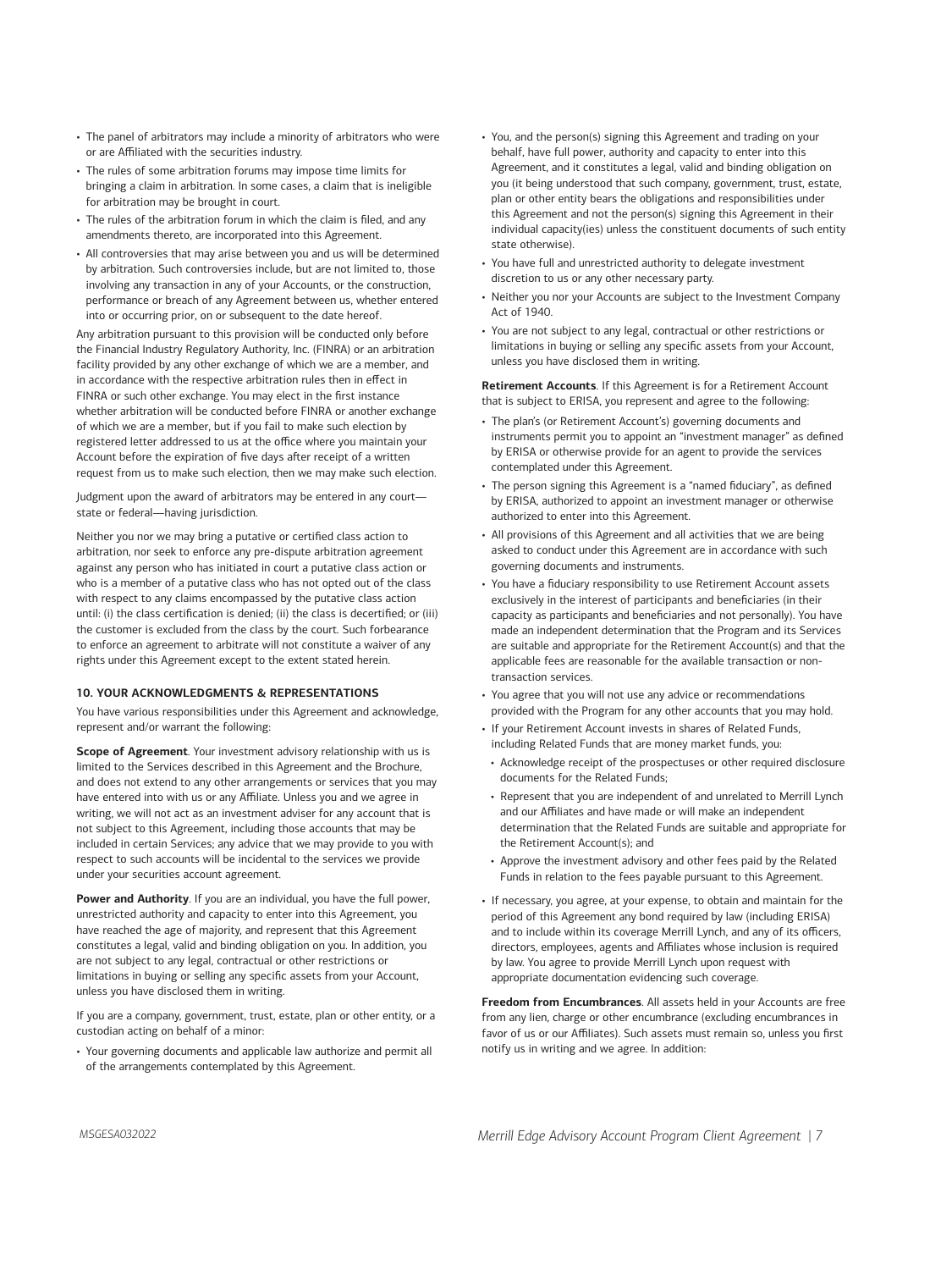- The panel of arbitrators may include a minority of arbitrators who were or are Affiliated with the securities industry.
- The rules of some arbitration forums may impose time limits for bringing a claim in arbitration. In some cases, a claim that is ineligible for arbitration may be brought in court.
- The rules of the arbitration forum in which the claim is filed, and any amendments thereto, are incorporated into this Agreement.
- All controversies that may arise between you and us will be determined by arbitration. Such controversies include, but are not limited to, those involving any transaction in any of your Accounts, or the construction, performance or breach of any Agreement between us, whether entered into or occurring prior, on or subsequent to the date hereof.

Any arbitration pursuant to this provision will be conducted only before the Financial Industry Regulatory Authority, Inc. (FINRA) or an arbitration facility provided by any other exchange of which we are a member, and in accordance with the respective arbitration rules then in effect in FINRA or such other exchange. You may elect in the first instance whether arbitration will be conducted before FINRA or another exchange of which we are a member, but if you fail to make such election by registered letter addressed to us at the office where you maintain your Account before the expiration of five days after receipt of a written request from us to make such election, then we may make such election.

Judgment upon the award of arbitrators may be entered in any court—state or federal—having jurisdiction.

Neither you nor we may bring a putative or certified class action to arbitration, nor seek to enforce any pre-dispute arbitration agreement against any person who has initiated in court a putative class action or who is a member of a putative class who has not opted out of the class with respect to any claims encompassed by the putative class action until: (i) the class certification is denied; (ii) the class is decertified; or (iii) the customer is excluded from the class by the court. Such forbearance to enforce an agreement to arbitrate will not constitute a waiver of any rights under this Agreement except to the extent stated herein.

#### 10. YOUR ACKNOWLEDGMENTS & REPRESENTATIONS

You have various responsibilities under this Agreement and acknowledge, represent and/or warrant the following:

**Scope of Agreement**. Your investment advisory relationship with us is limited to the Services described in this Agreement and the Brochure, and does not extend to any other arrangements or services that you may have entered into with us or any Affiliate. Unless you and we agree in writing, we will not act as an investment adviser for any account that is not subject to this Agreement, including those accounts that may be included in certain Services; any advice that we may provide to you with respect to such accounts will be incidental to the services we provide under your securities account agreement.

**Power and Authority**. If you are an individual, you have the full power, unrestricted authority and capacity to enter into this Agreement, you have reached the age of majority, and represent that this Agreement constitutes a legal, valid and binding obligation on you. In addition, you are not subject to any legal, contractual or other restrictions or limitations in buying or selling any specific assets from your Account, unless you have disclosed them in writing.

If you are a company, government, trust, estate, plan or other entity, or a custodian acting on behalf of a minor:

- Your governing documents and applicable law authorize and permit all of the arrangements contemplated by this Agreement.
- You, and the person(s) signing this Agreement and trading on your behalf, have full power, authority and capacity to enter into this Agreement, and it constitutes a legal, valid and binding obligation on you (it being understood that such company, government, trust, estate, plan or other entity bears the obligations and responsibilities under this Agreement and not the person(s) signing this Agreement in their individual capacity(ies) unless the constituent documents of such entity state otherwise).
- You have full and unrestricted authority to delegate investment discretion to us or any other necessary party.
- Neither you nor your Accounts are subject to the Investment Company Act of 1940.
- You are not subject to any legal, contractual or other restrictions or limitations in buying or selling any specific assets from your Account, unless you have disclosed them in writing.

**Retirement Accounts**. If this Agreement is for a Retirement Account that is subject to ERISA, you represent and agree to the following:

- The plan's (or Retirement Account's) governing documents and instruments permit you to appoint an "investment manager" as defined by ERISA or otherwise provide for an agent to provide the services contemplated under this Agreement.
- The person signing this Agreement is a "named fiduciary", as defined by ERISA, authorized to appoint an investment manager or otherwise authorized to enter into this Agreement.
- All provisions of this Agreement and all activities that we are being asked to conduct under this Agreement are in accordance with such governing documents and instruments.
- You have a fiduciary responsibility to use Retirement Account assets exclusively in the interest of participants and beneficiaries (in their capacity as participants and beneficiaries and not personally). You have made an independent determination that the Program and its Services are suitable and appropriate for the Retirement Account(s) and that the applicable fees are reasonable for the available transaction or non-transaction services.
- You agree that you will not use any advice or recommendations provided with the Program for any other accounts that you may hold.
- If your Retirement Account invests in shares of Related Funds, including Related Funds that are money market funds, you:
  - Acknowledge receipt of the prospectuses or other required disclosure documents for the Related Funds;
  - Represent that you are independent of and unrelated to Merrill Lynch and our Affiliates and have made or will make an independent determination that the Related Funds are suitable and appropriate for the Retirement Account(s); and
  - Approve the investment advisory and other fees paid by the Related Funds in relation to the fees payable pursuant to this Agreement.
- If necessary, you agree, at your expense, to obtain and maintain for the period of this Agreement any bond required by law (including ERISA) and to include within its coverage Merrill Lynch, and any of its officers, directors, employees, agents and Affiliates whose inclusion is required by law. You agree to provide Merrill Lynch upon request with appropriate documentation evidencing such coverage.

**Freedom from Encumbrances**. All assets held in your Accounts are free from any lien, charge or other encumbrance (excluding encumbrances in favor of us or our Affiliates). Such assets must remain so, unless you first notify us in writing and we agree. In addition: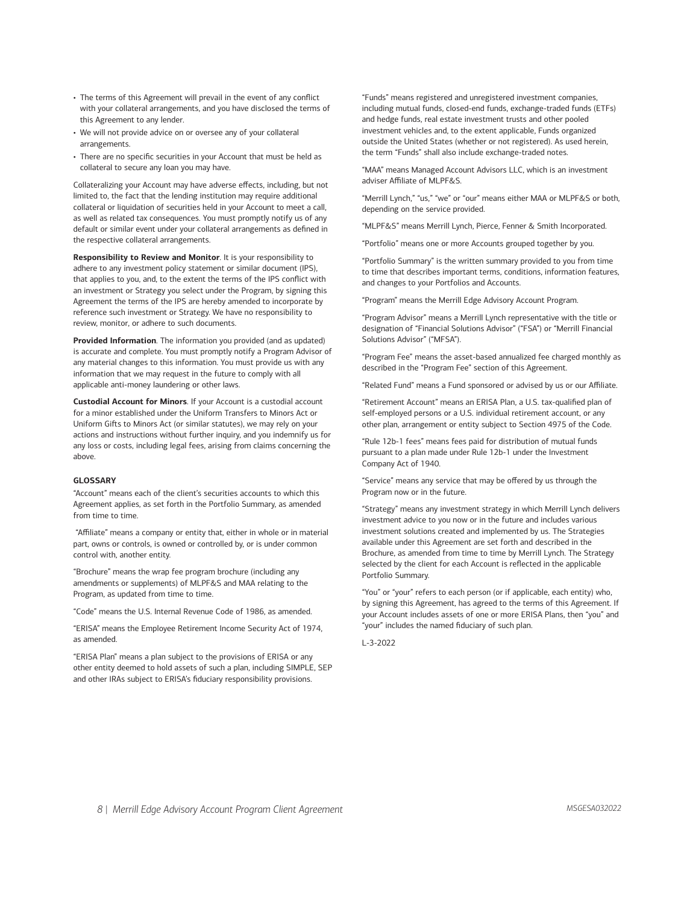- The terms of this Agreement will prevail in the event of any conflict with your collateral arrangements, and you have disclosed the terms of this Agreement to any lender.
- We will not provide advice on or oversee any of your collateral arrangements.
- There are no specific securities in your Account that must be held as collateral to secure any loan you may have.

Collateralizing your Account may have adverse effects, including, but not limited to, the fact that the lending institution may require additional collateral or liquidation of securities held in your Account to meet a call, as well as related tax consequences. You must promptly notify us of any default or similar event under your collateral arrangements as defined in the respective collateral arrangements.

**Responsibility to Review and Monitor**. It is your responsibility to adhere to any investment policy statement or similar document (IPS), that applies to you, and, to the extent the terms of the IPS conflict with an investment or Strategy you select under the Program, by signing this Agreement the terms of the IPS are hereby amended to incorporate by reference such investment or Strategy. We have no responsibility to review, monitor, or adhere to such documents.

**Provided Information**. The information you provided (and as updated) is accurate and complete. You must promptly notify a Program Advisor of any material changes to this information. You must provide us with any information that we may request in the future to comply with all applicable anti-money laundering or other laws.

**Custodial Account for Minors**. If your Account is a custodial account for a minor established under the Uniform Transfers to Minors Act or Uniform Gifts to Minors Act (or similar statutes), we may rely on your actions and instructions without further inquiry, and you indemnify us for any loss or costs, including legal fees, arising from claims concerning the above.

## GLOSSARY

"Account" means each of the client's securities accounts to which this Agreement applies, as set forth in the Portfolio Summary, as amended from time to time.

"Affiliate" means a company or entity that, either in whole or in material part, owns or controls, is owned or controlled by, or is under common control with, another entity.

"Brochure" means the wrap fee program brochure (including any amendments or supplements) of MLPF&S and MAA relating to the Program, as updated from time to time.

"Code" means the U.S. Internal Revenue Code of 1986, as amended.

"ERISA" means the Employee Retirement Income Security Act of 1974, as amended.

"ERISA Plan" means a plan subject to the provisions of ERISA or any other entity deemed to hold assets of such a plan, including SIMPLE, SEP and other IRAs subject to ERISA's fiduciary responsibility provisions.

"Funds" means registered and unregistered investment companies, including mutual funds, closed-end funds, exchange-traded funds (ETFs) and hedge funds, real estate investment trusts and other pooled investment vehicles and, to the extent applicable, Funds organized outside the United States (whether or not registered). As used herein, the term "Funds" shall also include exchange-traded notes.

"MAA" means Managed Account Advisors LLC, which is an investment adviser Affiliate of MLPF&S.

"Merrill Lynch," "us," "we" or "our" means either MAA or MLPF&S or both, depending on the service provided.

"MLPF&S" means Merrill Lynch, Pierce, Fenner & Smith Incorporated.

"Portfolio" means one or more Accounts grouped together by you.

"Portfolio Summary" is the written summary provided to you from time to time that describes important terms, conditions, information features, and changes to your Portfolios and Accounts.

"Program" means the Merrill Edge Advisory Account Program.

"Program Advisor" means a Merrill Lynch representative with the title or designation of "Financial Solutions Advisor" ("FSA") or "Merrill Financial Solutions Advisor" ("MFSA").

"Program Fee" means the asset-based annualized fee charged monthly as described in the "Program Fee" section of this Agreement.

"Related Fund" means a Fund sponsored or advised by us or our Affiliate.

"Retirement Account" means an ERISA Plan, a U.S. tax-qualified plan of self-employed persons or a U.S. individual retirement account, or any other plan, arrangement or entity subject to Section 4975 of the Code.

"Rule 12b-1 fees" means fees paid for distribution of mutual funds pursuant to a plan made under Rule 12b-1 under the Investment Company Act of 1940.

"Service" means any service that may be offered by us through the Program now or in the future.

"Strategy" means any investment strategy in which Merrill Lynch delivers investment advice to you now or in the future and includes various investment solutions created and implemented by us. The Strategies available under this Agreement are set forth and described in the Brochure, as amended from time to time by Merrill Lynch. The Strategy selected by the client for each Account is reflected in the applicable Portfolio Summary.

"You" or "your" refers to each person (or if applicable, each entity) who, by signing this Agreement, has agreed to the terms of this Agreement. If your Account includes assets of one or more ERISA Plans, then "you" and "your" includes the named fiduciary of such plan.

L-3-2022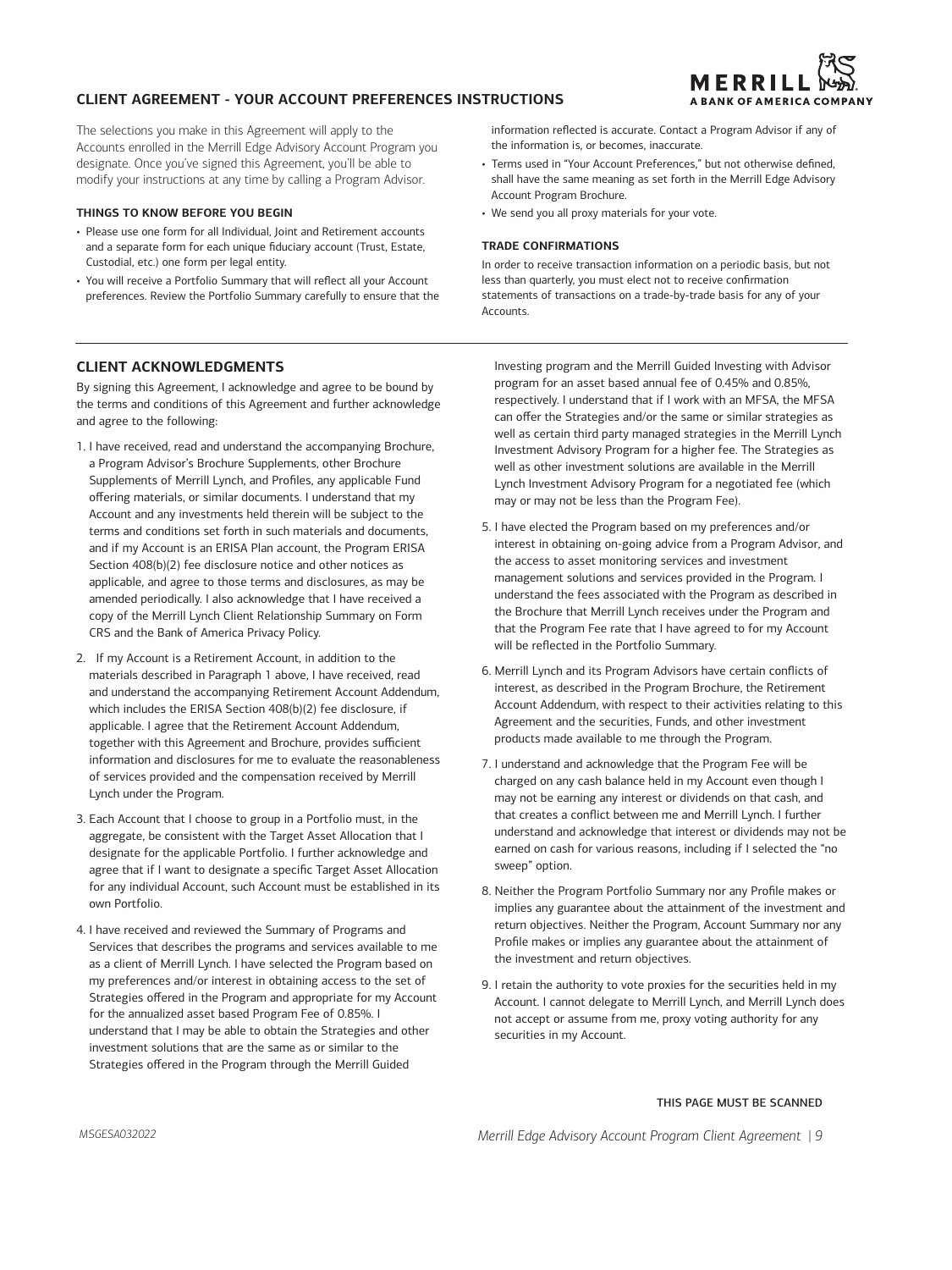## CLIENT AGREEMENT - YOUR ACCOUNT PREFERENCES INSTRUCTIONS

The selections you make in this Agreement will apply to the Accounts enrolled in the Merrill Edge Advisory Account Program you designate. Once you've signed this Agreement, you'll be able to modify your instructions at any time by calling a Program Advisor.

### THINGS TO KNOW BEFORE YOU BEGIN

- Please use one form for all Individual, Joint and Retirement accounts and a separate form for each unique fiduciary account (Trust, Estate, Custodial, etc.) one form per legal entity.
- You will receive a Portfolio Summary that will reflect all your Account preferences. Review the Portfolio Summary carefully to ensure that the information reflected is accurate. Contact a Program Advisor if any of the information is, or becomes, inaccurate.
- Terms used in "Your Account Preferences," but not otherwise defined, shall have the same meaning as set forth in the Merrill Edge Advisory Account Program Brochure.
- We send you all proxy materials for your vote.

### TRADE CONFIRMATIONS

In order to receive transaction information on a periodic basis, but not less than quarterly, you must elect not to receive confirmation statements of transactions on a trade-by-trade basis for any of your Accounts.

## CLIENT ACKNOWLEDGMENTS

By signing this Agreement, I acknowledge and agree to be bound by the terms and conditions of this Agreement and further acknowledge and agree to the following:

1. I have received, read and understand the accompanying Brochure, a Program Advisor's Brochure Supplements, other Brochure Supplements of Merrill Lynch, and Profiles, any applicable Fund offering materials, or similar documents. I understand that my Account and any investments held therein will be subject to the terms and conditions set forth in such materials and documents, and if my Account is an ERISA Plan account, the Program ERISA Section 408(b)(2) fee disclosure notice and other notices as applicable, and agree to those terms and disclosures, as may be amended periodically. I also acknowledge that I have received a copy of the Merrill Lynch Client Relationship Summary on Form CRS and the Bank of America Privacy Policy.
2. If my Account is a Retirement Account, in addition to the materials described in Paragraph 1 above, I have received, read and understand the accompanying Retirement Account Addendum, which includes the ERISA Section 408(b)(2) fee disclosure, if applicable. I agree that the Retirement Account Addendum, together with this Agreement and Brochure, provides sufficient information and disclosures for me to evaluate the reasonableness of services provided and the compensation received by Merrill Lynch under the Program.
3. Each Account that I choose to group in a Portfolio must, in the aggregate, be consistent with the Target Asset Allocation that I designate for the applicable Portfolio. I further acknowledge and agree that if I want to designate a specific Target Asset Allocation for any individual Account, such Account must be established in its own Portfolio.
4. I have received and reviewed the Summary of Programs and Services that describes the programs and services available to me as a client of Merrill Lynch. I have selected the Program based on my preferences and/or interest in obtaining access to the set of Strategies offered in the Program and appropriate for my Account for the annualized asset based Program Fee of 0.85%. I understand that I may be able to obtain the Strategies and other investment solutions that are the same as or similar to the Strategies offered in the Program through the Merrill Guided Investing program and the Merrill Guided Investing with Advisor program for an asset based annual fee of 0.45% and 0.85%, respectively. I understand that if I work with an MFSA, the MFSA can offer the Strategies and/or the same or similar strategies as well as certain third party managed strategies in the Merrill Lynch Investment Advisory Program for a higher fee. The Strategies as well as other investment solutions are available in the Merrill Lynch Investment Advisory Program for a negotiated fee (which may or may not be less than the Program Fee).
5. I have elected the Program based on my preferences and/or interest in obtaining on-going advice from a Program Advisor, and the access to asset monitoring services and investment management solutions and services provided in the Program. I understand the fees associated with the Program as described in the Brochure that Merrill Lynch receives under the Program and that the Program Fee rate that I have agreed to for my Account will be reflected in the Portfolio Summary.
6. Merrill Lynch and its Program Advisors have certain conflicts of interest, as described in the Program Brochure, the Retirement Account Addendum, with respect to their activities relating to this Agreement and the securities, Funds, and other investment products made available to me through the Program.
7. I understand and acknowledge that the Program Fee will be charged on any cash balance held in my Account even though I may not be earning any interest or dividends on that cash, and that creates a conflict between me and Merrill Lynch. I further understand and acknowledge that interest or dividends may not be earned on cash for various reasons, including if I selected the "no sweep" option.
8. Neither the Program Portfolio Summary nor any Profile makes or implies any guarantee about the attainment of the investment and return objectives. Neither the Program, Account Summary nor any Profile makes or implies any guarantee about the attainment of the investment and return objectives.
9. I retain the authority to vote proxies for the securities held in my Account. I cannot delegate to Merrill Lynch, and Merrill Lynch does not accept or assume from me, proxy voting authority for any securities in my Account.

THIS PAGE MUST BE SCANNED

MSGESA032022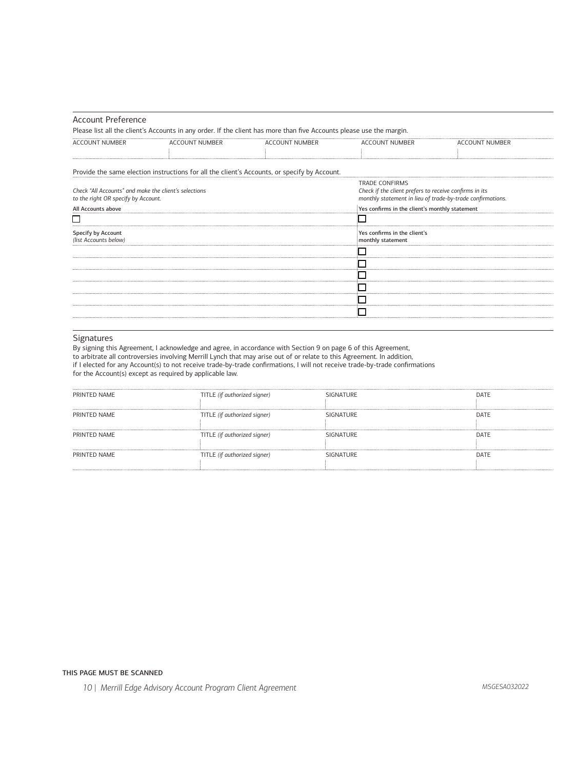## Account Preference

Please list all the client's Accounts in any order. If the client has more than five Accounts please use the margin.

| ACCOUNT NUMBER | ACCOUNT NUMBER | ACCOUNT NUMBER | ACCOUNT NUMBER | ACCOUNT NUMBER |
|---|---|---|---|---|
| | | | | |

Provide the same election instructions for all the client's Accounts, or specify by Account.

| *Check "All Accounts" and make the client's selections to the right OR specify by Account.* | TRADE CONFIRMS *Check if the client prefers to receive confirms in its monthly statement in lieu of trade-by-trade confirmations.* |
|---|---|
| **All Accounts above** | **Yes confirms in the client's monthly statement** |
| ☐ | ☐ |
| **Specify by Account** *(list Accounts below)* | **Yes confirms in the client's monthly statement** |
| | ☐ |
| | ☐ |
| | ☐ |
| | ☐ |
| | ☐ |
| | ☐ |

## Signatures

By signing this Agreement, I acknowledge and agree, in accordance with Section 9 on page 6 of this Agreement, to arbitrate all controversies involving Merrill Lynch that may arise out of or relate to this Agreement. In addition, if I elected for any Account(s) to not receive trade-by-trade confirmations, I will not receive trade-by-trade confirmations for the Account(s) except as required by applicable law.

| PRINTED NAME | TITLE *(if authorized signer)* | SIGNATURE | DATE |
|---|---|---|---|
| | | | |
| PRINTED NAME | TITLE *(if authorized signer)* | SIGNATURE | DATE |
| | | | |
| PRINTED NAME | TITLE *(if authorized signer)* | SIGNATURE | DATE |
| | | | |
| PRINTED NAME | TITLE *(if authorized signer)* | SIGNATURE | DATE |
| | | | |

**THIS PAGE MUST BE SCANNED**